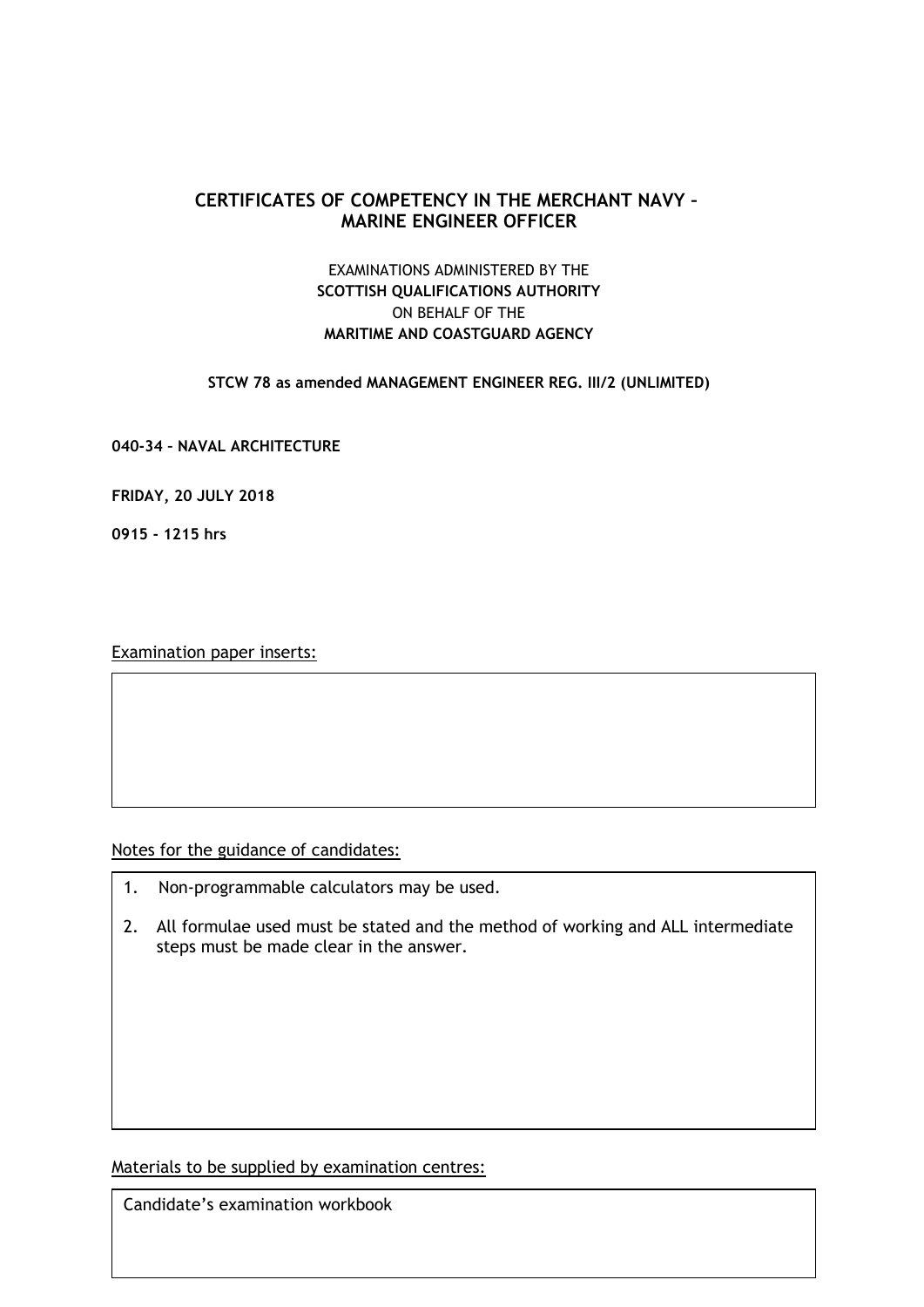## CERTIFICATES OF COMPETENCY IN THE MERCHANT NAVY – MARINE ENGINEER OFFICER

EXAMINATIONS ADMINISTERED BY THE
**SCOTTISH QUALIFICATIONS AUTHORITY**
ON BEHALF OF THE
**MARITIME AND COASTGUARD AGENCY**

**STCW 78 as amended MANAGEMENT ENGINEER REG. III/2 (UNLIMITED)**

**040-34 – NAVAL ARCHITECTURE**

**FRIDAY, 20 JULY 2018**

**0915 - 1215 hrs**

Examination paper inserts:

Notes for the guidance of candidates:

1. Non-programmable calculators may be used.
2. All formulae used must be stated and the method of working and ALL intermediate steps must be made clear in the answer.

Materials to be supplied by examination centres:

Candidate's examination workbook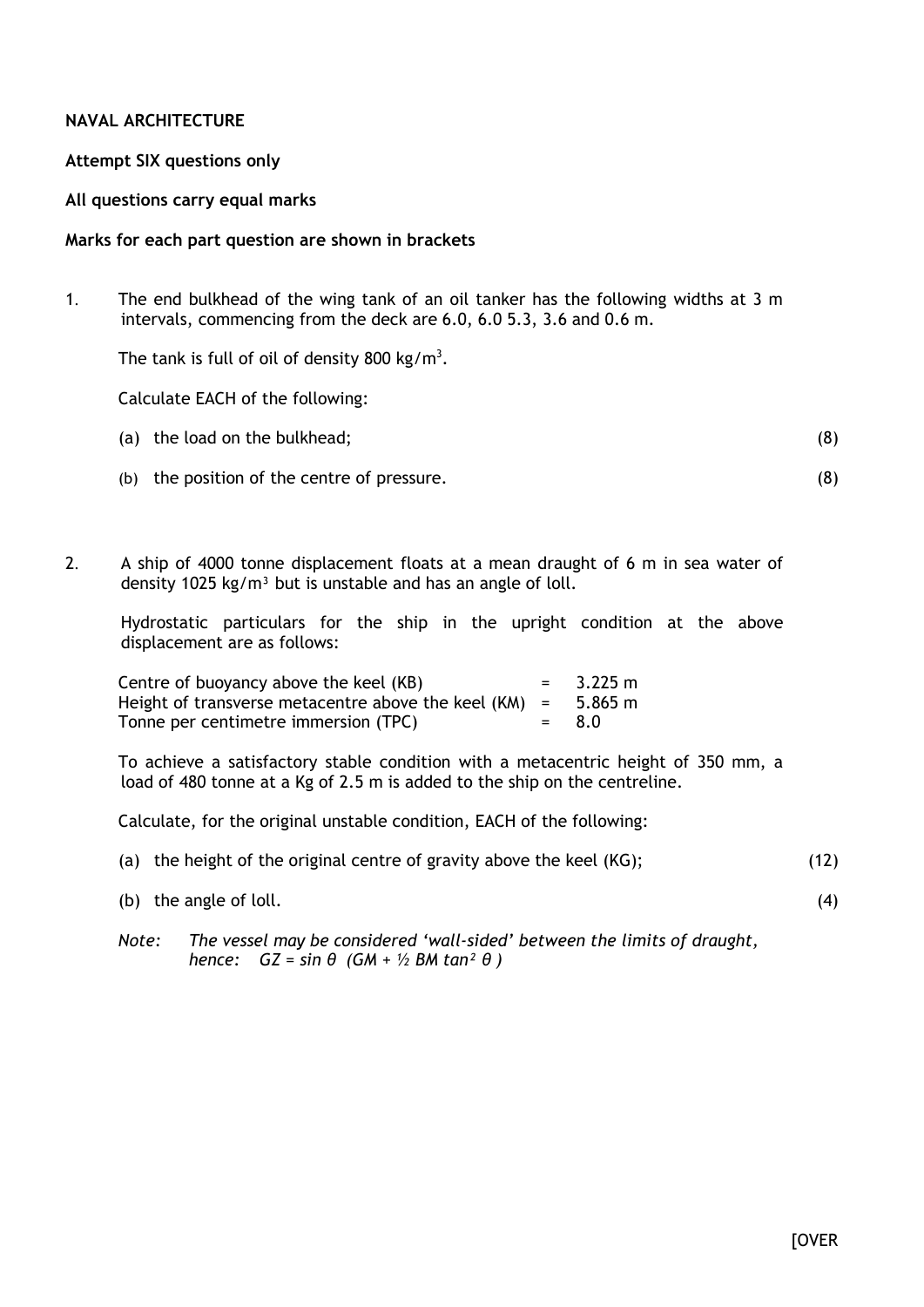**NAVAL ARCHITECTURE**

**Attempt SIX questions only**

**All questions carry equal marks**

**Marks for each part question are shown in brackets**

1. The end bulkhead of the wing tank of an oil tanker has the following widths at 3 m intervals, commencing from the deck are 6.0, 6.0 5.3, 3.6 and 0.6 m.

   The tank is full of oil of density 800 kg/m$^3$.

   Calculate EACH of the following:

   (a) the load on the bulkhead; (8)

   (b) the position of the centre of pressure. (8)

2. A ship of 4000 tonne displacement floats at a mean draught of 6 m in sea water of density 1025 kg/m$^3$ but is unstable and has an angle of loll.

   Hydrostatic particulars for the ship in the upright condition at the above displacement are as follows:

   | | | |
   |---|---|---|
   | Centre of buoyancy above the keel (KB) | = | 3.225 m |
   | Height of transverse metacentre above the keel (KM) | = | 5.865 m |
   | Tonne per centimetre immersion (TPC) | = | 8.0 |

   To achieve a satisfactory stable condition with a metacentric height of 350 mm, a load of 480 tonne at a Kg of 2.5 m is added to the ship on the centreline.

   Calculate, for the original unstable condition, EACH of the following:

   (a) the height of the original centre of gravity above the keel (KG); (12)

   (b) the angle of loll. (4)

   *Note: The vessel may be considered 'wall-sided' between the limits of draught, hence:* $GZ = \sin\theta \, (GM + \frac{1}{2} BM \tan^2\theta)$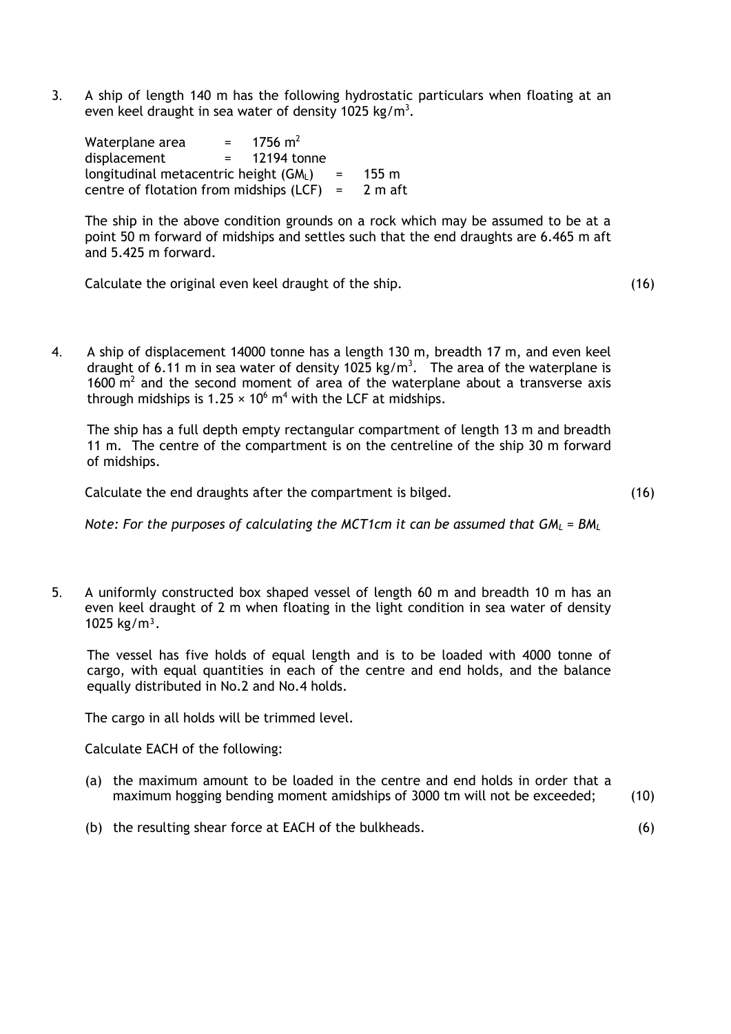3. A ship of length 140 m has the following hydrostatic particulars when floating at an even keel draught in sea water of density 1025 kg/m$^3$.

   Waperplane area = 1756 m$^2$
   displacement = 12194 tonne
   longitudinal metacentric height ($GM_L$) = 155 m
   centre of flotation from midships (LCF) = 2 m aft

   The ship in the above condition grounds on a rock which may be assumed to be at a point 50 m forward of midships and settles such that the end draughts are 6.465 m aft and 5.425 m forward.

   Calculate the original even keel draught of the ship. (16)

4. A ship of displacement 14000 tonne has a length 130 m, breadth 17 m, and even keel draught of 6.11 m in sea water of density 1025 kg/m$^3$. The area of the waterplane is 1600 m$^2$ and the second moment of area of the waterplane about a transverse axis through midships is $1.25 \times 10^6$ m$^4$ with the LCF at midships.

   The ship has a full depth empty rectangular compartment of length 13 m and breadth 11 m. The centre of the compartment is on the centreline of the ship 30 m forward of midships.

   Calculate the end draughts after the compartment is bilged. (16)

   *Note: For the purposes of calculating the MCT1cm it can be assumed that $GM_L = BM_L$*

5. A uniformly constructed box shaped vessel of length 60 m and breadth 10 m has an even keel draught of 2 m when floating in the light condition in sea water of density 1025 kg/m$^3$.

   The vessel has five holds of equal length and is to be loaded with 4000 tonne of cargo, with equal quantities in each of the centre and end holds, and the balance equally distributed in No.2 and No.4 holds.

   The cargo in all holds will be trimmed level.

   Calculate EACH of the following:

   (a) the maximum amount to be loaded in the centre and end holds in order that a maximum hogging bending moment amidships of 3000 tm will not be exceeded; (10)

   (b) the resulting shear force at EACH of the bulkheads. (6)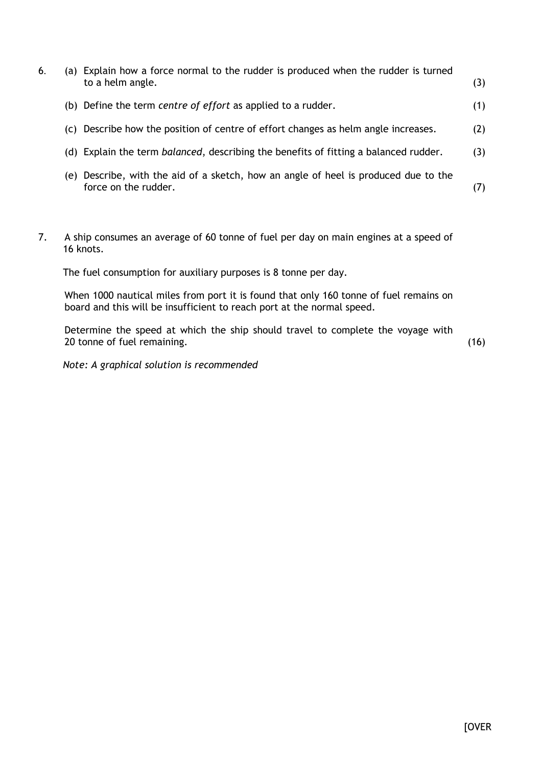6. (a) Explain how a force normal to the rudder is produced when the rudder is turned to a helm angle. (3)

   (b) Define the term *centre of effort* as applied to a rudder. (1)

   (c) Describe how the position of centre of effort changes as helm angle increases. (2)

   (d) Explain the term *balanced*, describing the benefits of fitting a balanced rudder. (3)

   (e) Describe, with the aid of a sketch, how an angle of heel is produced due to the force on the rudder. (7)

7. A ship consumes an average of 60 tonne of fuel per day on main engines at a speed of 16 knots.

   The fuel consumption for auxiliary purposes is 8 tonne per day.

   When 1000 nautical miles from port it is found that only 160 tonne of fuel remains on board and this will be insufficient to reach port at the normal speed.

   Determine the speed at which the ship should travel to complete the voyage with 20 tonne of fuel remaining. (16)

   *Note: A graphical solution is recommended*

[OVER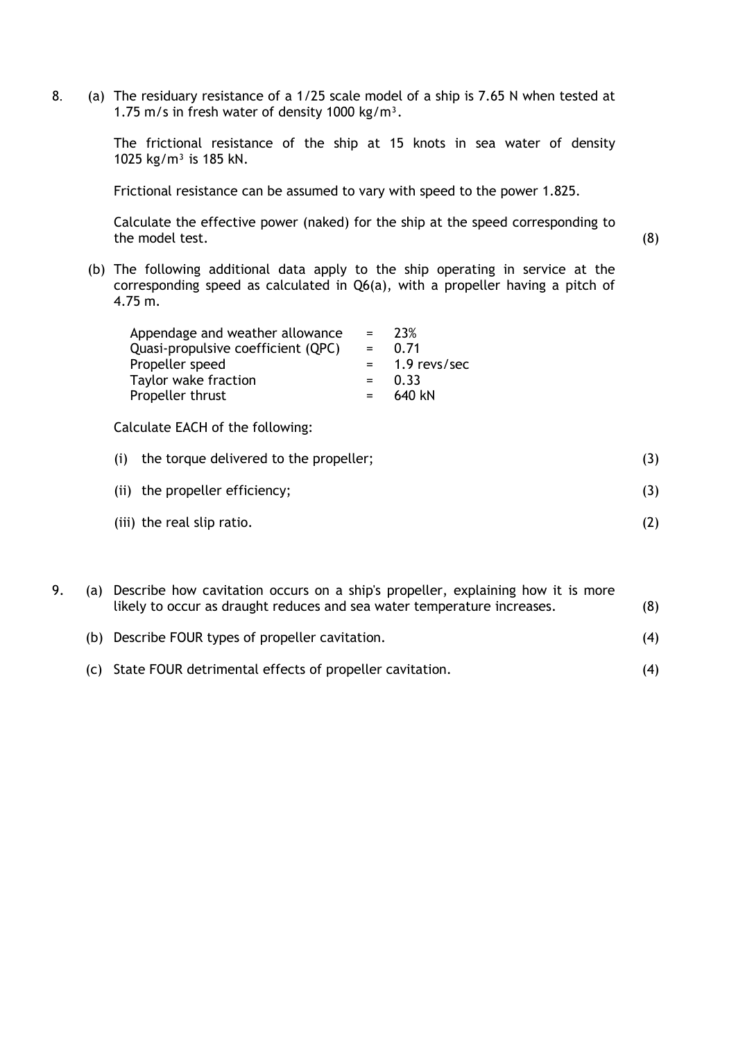8. (a) The residuary resistance of a 1/25 scale model of a ship is 7.65 N when tested at 1.75 m/s in fresh water of density 1000 kg/m³.

   The frictional resistance of the ship at 15 knots in sea water of density 1025 kg/m³ is 185 kN.

   Frictional resistance can be assumed to vary with speed to the power 1.825.

   Calculate the effective power (naked) for the ship at the speed corresponding to the model test. (8)

   (b) The following additional data apply to the ship operating in service at the corresponding speed as calculated in Q6(a), with a propeller having a pitch of 4.75 m.

| | | |
|---|---|---|
| Appendage and weather allowance | = | 23% |
| Quasi-propulsive coefficient (QPC) | = | 0.71 |
| Propeller speed | = | 1.9 revs/sec |
| Taylor wake fraction | = | 0.33 |
| Propeller thrust | = | 640 kN |

   Calculate EACH of the following:

   (i) the torque delivered to the propeller; (3)

   (ii) the propeller efficiency; (3)

   (iii) the real slip ratio. (2)

9. (a) Describe how cavitation occurs on a ship's propeller, explaining how it is more likely to occur as draught reduces and sea water temperature increases. (8)

   (b) Describe FOUR types of propeller cavitation. (4)

   (c) State FOUR detrimental effects of propeller cavitation. (4)